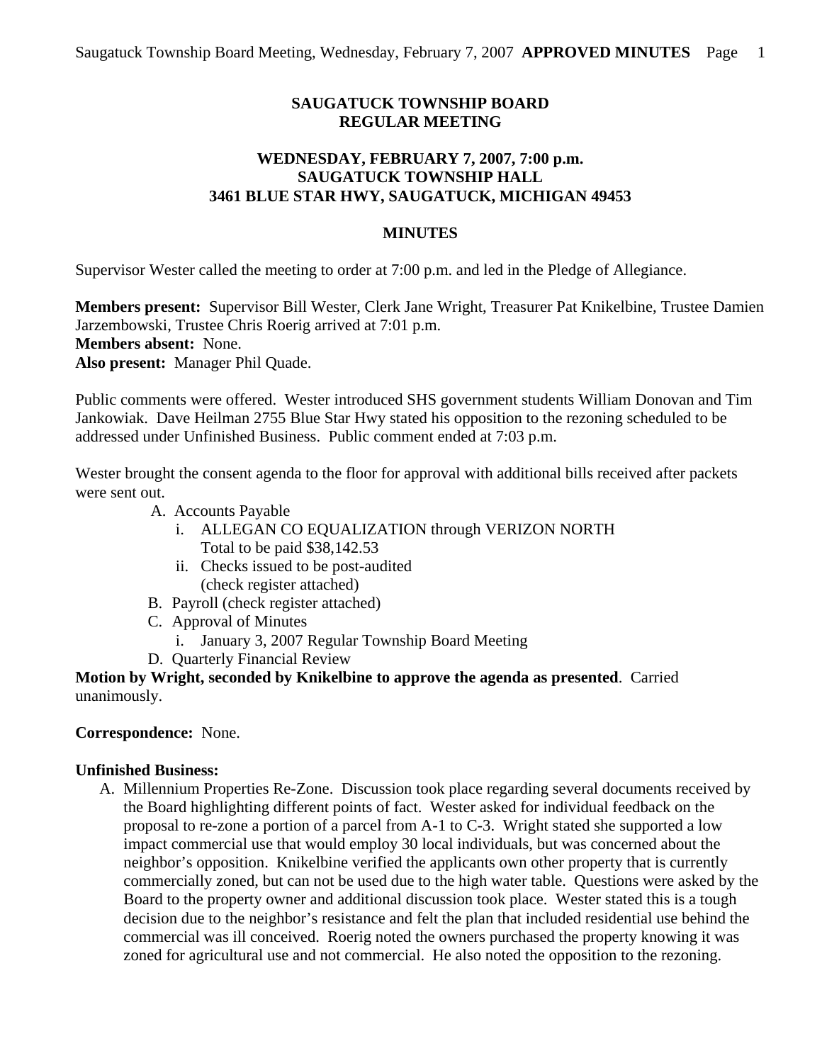# SAUGATUCK TOWNSHIP BOARD
# REGULAR MEETING

## WEDNESDAY, FEBRUARY 7, 2007, 7:00 p.m.
## SAUGATUCK TOWNSHIP HALL
## 3461 BLUE STAR HWY, SAUGATUCK, MICHIGAN 49453

### MINUTES

Supervisor Wester called the meeting to order at 7:00 p.m. and led in the Pledge of Allegiance.

**Members present:** Supervisor Bill Wester, Clerk Jane Wright, Treasurer Pat Knikelbine, Trustee Damien Jarzembowski, Trustee Chris Roerig arrived at 7:01 p.m.
**Members absent:** None.
**Also present:** Manager Phil Quade.

Public comments were offered. Wester introduced SHS government students William Donovan and Tim Jankowiak. Dave Heilman 2755 Blue Star Hwy stated his opposition to the rezoning scheduled to be addressed under Unfinished Business. Public comment ended at 7:03 p.m.

Wester brought the consent agenda to the floor for approval with additional bills received after packets were sent out.

A. Accounts Payable
   i. ALLEGAN CO EQUALIZATION through VERIZON NORTH
      Total to be paid $38,142.53
   ii. Checks issued to be post-audited
      (check register attached)
B. Payroll (check register attached)
C. Approval of Minutes
   i. January 3, 2007 Regular Township Board Meeting
D. Quarterly Financial Review

**Motion by Wright, seconded by Knikelbine to approve the agenda as presented**. Carried unanimously.

**Correspondence:** None.

**Unfinished Business:**

A. Millennium Properties Re-Zone. Discussion took place regarding several documents received by the Board highlighting different points of fact. Wester asked for individual feedback on the proposal to re-zone a portion of a parcel from A-1 to C-3. Wright stated she supported a low impact commercial use that would employ 30 local individuals, but was concerned about the neighbor's opposition. Knikelbine verified the applicants own other property that is currently commercially zoned, but can not be used due to the high water table. Questions were asked by the Board to the property owner and additional discussion took place. Wester stated this is a tough decision due to the neighbor's resistance and felt the plan that included residential use behind the commercial was ill conceived. Roerig noted the owners purchased the property knowing it was zoned for agricultural use and not commercial. He also noted the opposition to the rezoning.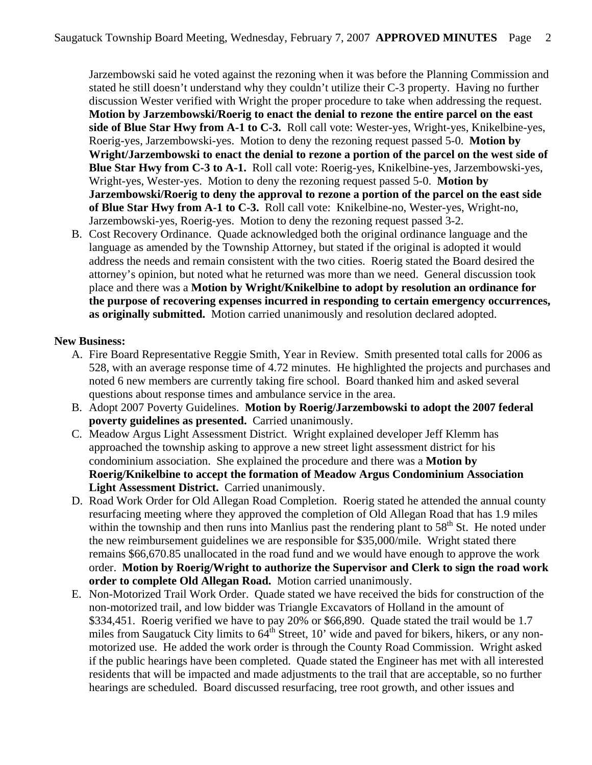Jarzembowski said he voted against the rezoning when it was before the Planning Commission and stated he still doesn't understand why they couldn't utilize their C-3 property. Having no further discussion Wester verified with Wright the proper procedure to take when addressing the request. **Motion by Jarzembowski/Roerig to enact the denial to rezone the entire parcel on the east side of Blue Star Hwy from A-1 to C-3.** Roll call vote: Wester-yes, Wright-yes, Knikelbine-yes, Roerig-yes, Jarzembowski-yes. Motion to deny the rezoning request passed 5-0. **Motion by Wright/Jarzembowski to enact the denial to rezone a portion of the parcel on the west side of Blue Star Hwy from C-3 to A-1.** Roll call vote: Roerig-yes, Knikelbine-yes, Jarzembowski-yes, Wright-yes, Wester-yes. Motion to deny the rezoning request passed 5-0. **Motion by Jarzembowski/Roerig to deny the approval to rezone a portion of the parcel on the east side of Blue Star Hwy from A-1 to C-3.** Roll call vote: Knikelbine-no, Wester-yes, Wright-no, Jarzembowski-yes, Roerig-yes. Motion to deny the rezoning request passed 3-2.

B. Cost Recovery Ordinance. Quade acknowledged both the original ordinance language and the language as amended by the Township Attorney, but stated if the original is adopted it would address the needs and remain consistent with the two cities. Roerig stated the Board desired the attorney's opinion, but noted what he returned was more than we need. General discussion took place and there was a **Motion by Wright/Knikelbine to adopt by resolution an ordinance for the purpose of recovering expenses incurred in responding to certain emergency occurrences, as originally submitted.** Motion carried unanimously and resolution declared adopted.

**New Business:**

A. Fire Board Representative Reggie Smith, Year in Review. Smith presented total calls for 2006 as 528, with an average response time of 4.72 minutes. He highlighted the projects and purchases and noted 6 new members are currently taking fire school. Board thanked him and asked several questions about response times and ambulance service in the area.

B. Adopt 2007 Poverty Guidelines. **Motion by Roerig/Jarzembowski to adopt the 2007 federal poverty guidelines as presented.** Carried unanimously.

C. Meadow Argus Light Assessment District. Wright explained developer Jeff Klemm has approached the township asking to approve a new street light assessment district for his condominium association. She explained the procedure and there was a **Motion by Roerig/Knikelbine to accept the formation of Meadow Argus Condominium Association Light Assessment District.** Carried unanimously.

D. Road Work Order for Old Allegan Road Completion. Roerig stated he attended the annual county resurfacing meeting where they approved the completion of Old Allegan Road that has 1.9 miles within the township and then runs into Manlius past the rendering plant to 58th St. He noted under the new reimbursement guidelines we are responsible for $35,000/mile. Wright stated there remains $66,670.85 unallocated in the road fund and we would have enough to approve the work order. **Motion by Roerig/Wright to authorize the Supervisor and Clerk to sign the road work order to complete Old Allegan Road.** Motion carried unanimously.

E. Non-Motorized Trail Work Order. Quade stated we have received the bids for construction of the non-motorized trail, and low bidder was Triangle Excavators of Holland in the amount of $334,451. Roerig verified we have to pay 20% or $66,890. Quade stated the trail would be 1.7 miles from Saugatuck City limits to 64th Street, 10' wide and paved for bikers, hikers, or any non-motorized use. He added the work order is through the County Road Commission. Wright asked if the public hearings have been completed. Quade stated the Engineer has met with all interested residents that will be impacted and made adjustments to the trail that are acceptable, so no further hearings are scheduled. Board discussed resurfacing, tree root growth, and other issues and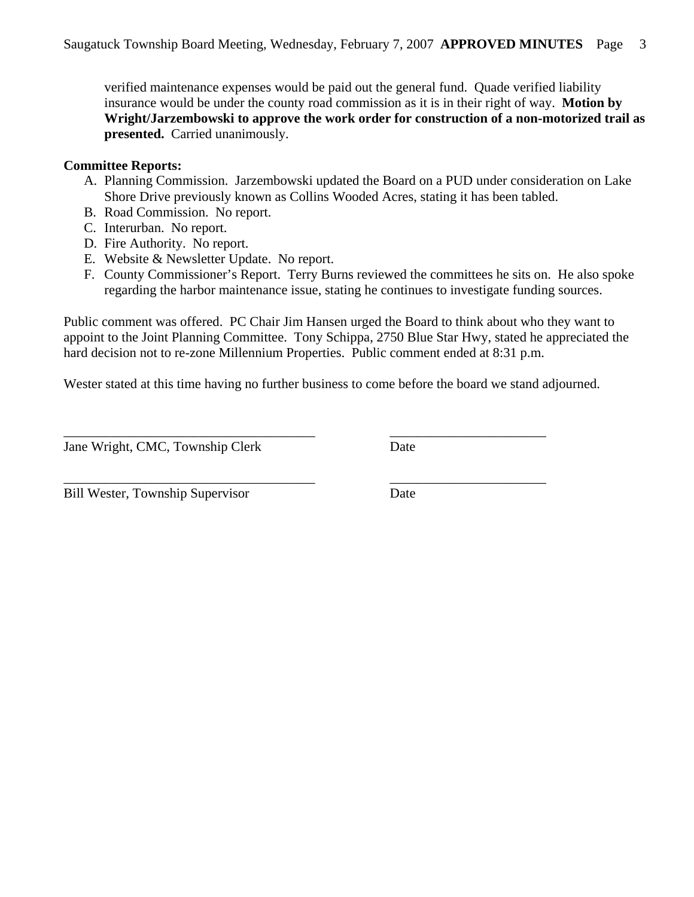verified maintenance expenses would be paid out the general fund. Quade verified liability insurance would be under the county road commission as it is in their right of way. **Motion by Wright/Jarzembowski to approve the work order for construction of a non-motorized trail as presented.** Carried unanimously.

**Committee Reports:**

A. Planning Commission. Jarzembowski updated the Board on a PUD under consideration on Lake Shore Drive previously known as Collins Wooded Acres, stating it has been tabled.
B. Road Commission. No report.
C. Interurban. No report.
D. Fire Authority. No report.
E. Website & Newsletter Update. No report.
F. County Commissioner's Report. Terry Burns reviewed the committees he sits on. He also spoke regarding the harbor maintenance issue, stating he continues to investigate funding sources.

Public comment was offered. PC Chair Jim Hansen urged the Board to think about who they want to appoint to the Joint Planning Committee. Tony Schippa, 2750 Blue Star Hwy, stated he appreciated the hard decision not to re-zone Millennium Properties. Public comment ended at 8:31 p.m.

Wester stated at this time having no further business to come before the board we stand adjourned.

_____________________________________ _______________________

Jane Wright, CMC, Township Clerk Date

_____________________________________ _______________________

Bill Wester, Township Supervisor Date